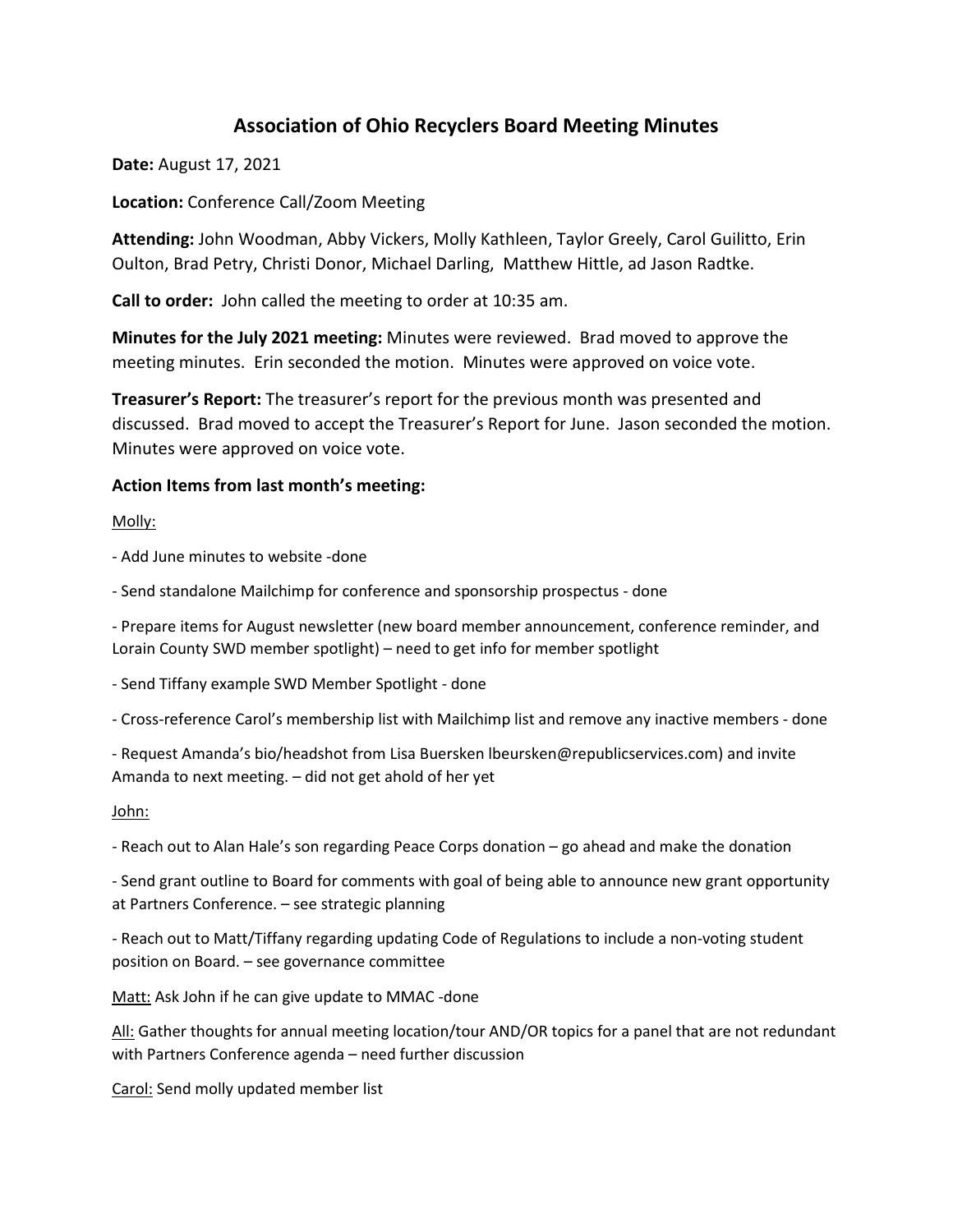# Association of Ohio Recyclers Board Meeting Minutes

**Date:** August 17, 2021

**Location:** Conference Call/Zoom Meeting

**Attending:** John Woodman, Abby Vickers, Molly Kathleen, Taylor Greely, Carol Guilitto, Erin Oulton, Brad Petry, Christi Donor, Michael Darling, Matthew Hittle, ad Jason Radtke.

**Call to order:** John called the meeting to order at 10:35 am.

**Minutes for the July 2021 meeting:** Minutes were reviewed. Brad moved to approve the meeting minutes. Erin seconded the motion. Minutes were approved on voice vote.

**Treasurer's Report:** The treasurer's report for the previous month was presented and discussed. Brad moved to accept the Treasurer's Report for June. Jason seconded the motion. Minutes were approved on voice vote.

**Action Items from last month's meeting:**

<u>Molly:</u>

- Add June minutes to website -done

- Send standalone Mailchimp for conference and sponsorship prospectus - done

- Prepare items for August newsletter (new board member announcement, conference reminder, and Lorain County SWD member spotlight) – need to get info for member spotlight

- Send Tiffany example SWD Member Spotlight - done

- Cross-reference Carol's membership list with Mailchimp list and remove any inactive members - done

- Request Amanda's bio/headshot from Lisa Buersken lbeursken@republicservices.com) and invite Amanda to next meeting. – did not get ahold of her yet

<u>John:</u>

- Reach out to Alan Hale's son regarding Peace Corps donation – go ahead and make the donation

- Send grant outline to Board for comments with goal of being able to announce new grant opportunity at Partners Conference. – see strategic planning

- Reach out to Matt/Tiffany regarding updating Code of Regulations to include a non-voting student position on Board. – see governance committee

<u>Matt:</u> Ask John if he can give update to MMAC -done

<u>All:</u> Gather thoughts for annual meeting location/tour AND/OR topics for a panel that are not redundant with Partners Conference agenda – need further discussion

<u>Carol:</u> Send molly updated member list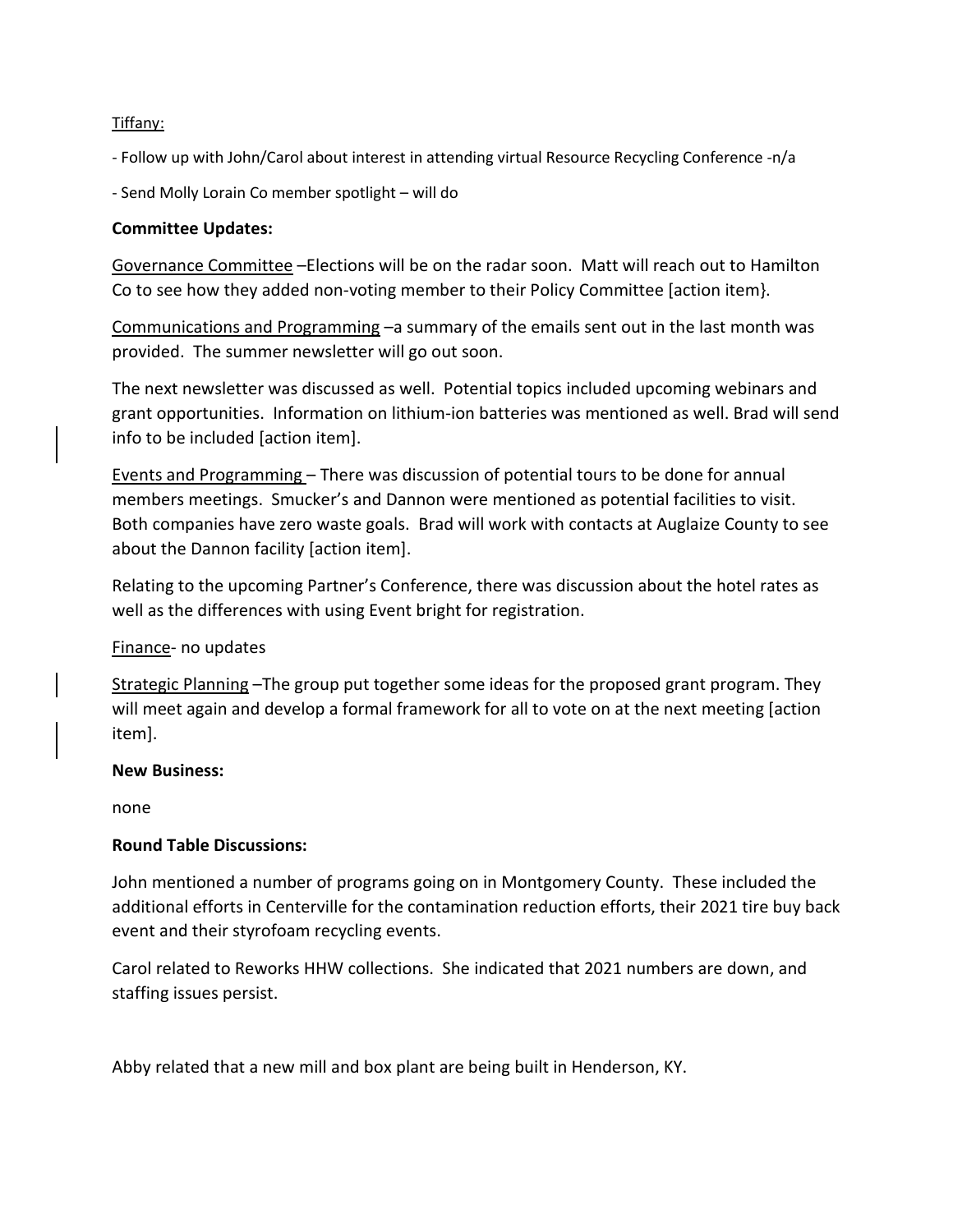Tiffany:

- Follow up with John/Carol about interest in attending virtual Resource Recycling Conference -n/a
- Send Molly Lorain Co member spotlight – will do

**Committee Updates:**

Governance Committee –Elections will be on the radar soon. Matt will reach out to Hamilton Co to see how they added non-voting member to their Policy Committee [action item}.

Communications and Programming –a summary of the emails sent out in the last month was provided. The summer newsletter will go out soon.

The next newsletter was discussed as well. Potential topics included upcoming webinars and grant opportunities. Information on lithium-ion batteries was mentioned as well. Brad will send info to be included [action item].

Events and Programming – There was discussion of potential tours to be done for annual members meetings. Smucker's and Dannon were mentioned as potential facilities to visit. Both companies have zero waste goals. Brad will work with contacts at Auglaize County to see about the Dannon facility [action item].

Relating to the upcoming Partner's Conference, there was discussion about the hotel rates as well as the differences with using Event bright for registration.

Finance- no updates

Strategic Planning –The group put together some ideas for the proposed grant program. They will meet again and develop a formal framework for all to vote on at the next meeting [action item].

**New Business:**

none

**Round Table Discussions:**

John mentioned a number of programs going on in Montgomery County. These included the additional efforts in Centerville for the contamination reduction efforts, their 2021 tire buy back event and their styrofoam recycling events.

Carol related to Reworks HHW collections. She indicated that 2021 numbers are down, and staffing issues persist.

Abby related that a new mill and box plant are being built in Henderson, KY.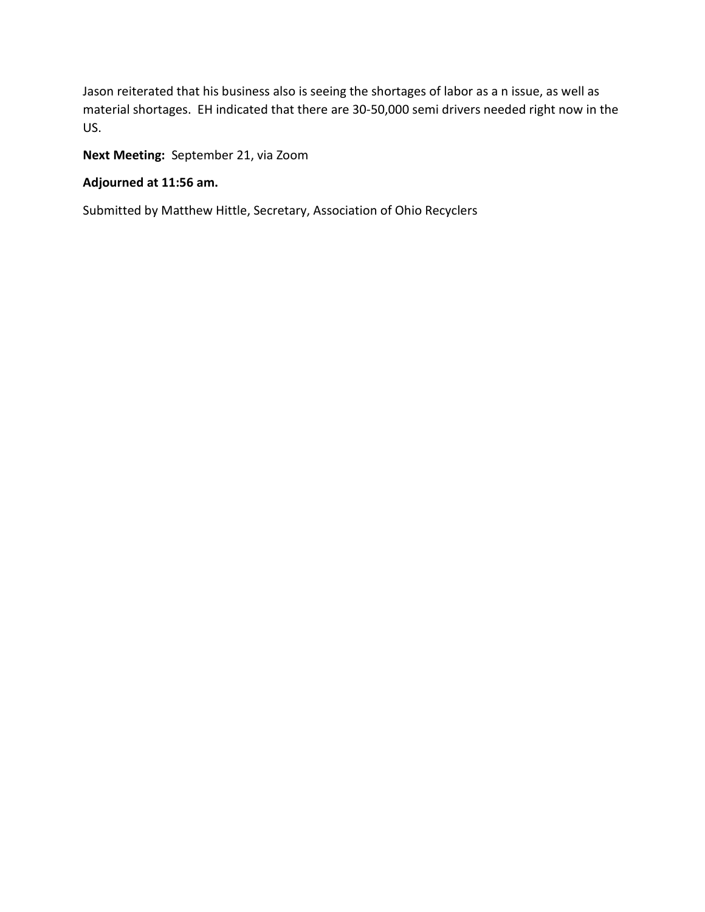Jason reiterated that his business also is seeing the shortages of labor as a n issue, as well as material shortages. EH indicated that there are 30-50,000 semi drivers needed right now in the US.

**Next Meeting:** September 21, via Zoom

**Adjourned at 11:56 am.**

Submitted by Matthew Hittle, Secretary, Association of Ohio Recyclers